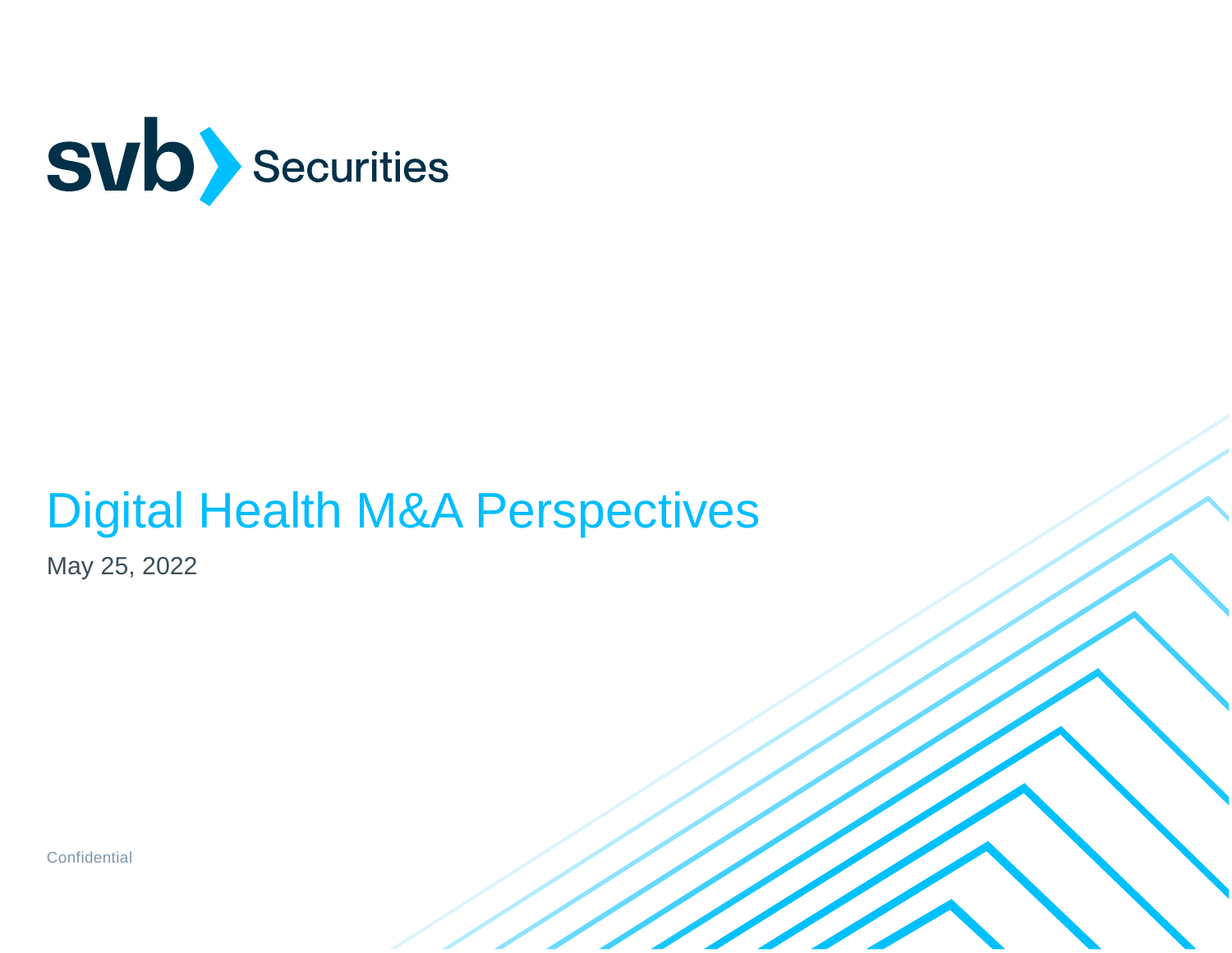svb Securities

# Digital Health M&A Perspectives

May 25, 2022

Confidential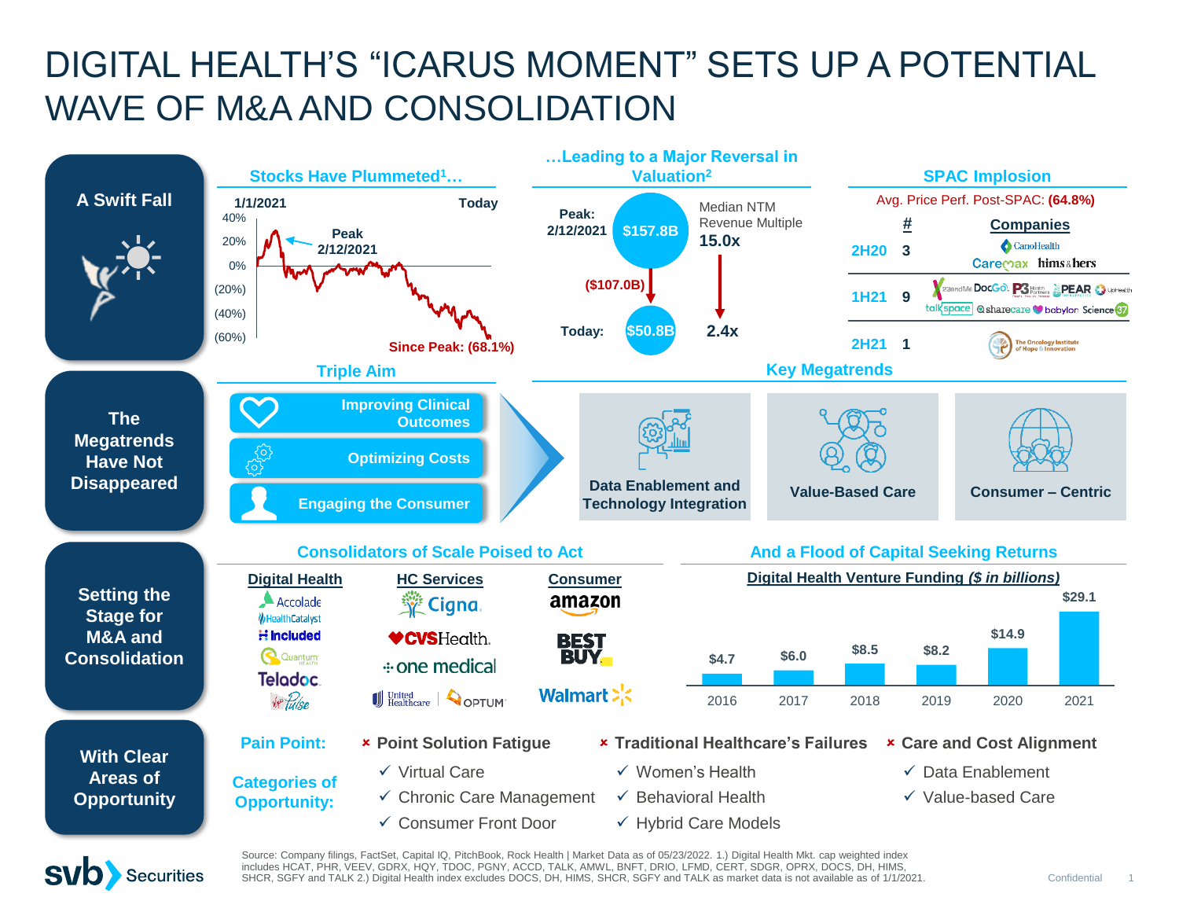# DIGITAL HEALTH'S "ICARUS MOMENT" SETS UP A POTENTIAL WAVE OF M&A AND CONSOLIDATION

## A Swift Fall

### Stocks Have Plummeted[1]…

1/1/2021 — Today

Peak 2/12/2021

Since Peak: (68.1%)

### …Leading to a Major Reversal in Valuation[2]

Peak: 2/12/2021 — $157.8B — Median NTM Revenue Multiple 15.0x

($107.0B)

Today: $50.8B — 2.4x

### SPAC Implosion

Avg. Price Perf. Post-SPAC: **(64.8%)**

| | # | Companies |
|---|---|---|
| 2H20 | 3 | CanoHealth, Care Max, hims & hers |
| 1H21 | 9 | 23andMe, DocGo, P3 Health Partners, PEAR, UpHealth, talkspace, sharecare, babylon, Science 37 |
| 2H21 | 1 | The Oncology Institute of Hope & Innovation |

## The Megatrends Have Not Disappeared

### Triple Aim

- Improving Clinical Outcomes
- Optimizing Costs
- Engaging the Consumer

### Key Megatrends

- Data Enablement and Technology Integration
- Value-Based Care
- Consumer – Centric

## Setting the Stage for M&A and Consolidation

### Consolidators of Scale Poised to Act

| Digital Health | HC Services | Consumer |
|---|---|---|
| Accolade | Cigna | amazon |
| HealthCatalyst | CVS Health | BEST BUY |
| Included | one medical | Walmart |
| Quantum Health | United Healthcare / OPTUM | |
| Teladoc | | |
| Virgin Pulse | | |

### And a Flood of Capital Seeking Returns

**Digital Health Venture Funding (*$ in billions*)**

| 2016 | 2017 | 2018 | 2019 | 2020 | 2021 |
|---|---|---|---|---|---|
| $4.7 | $6.0 | $8.5 | $8.2 | $14.9 | $29.1 |

## With Clear Areas of Opportunity

| Pain Point: | × Point Solution Fatigue | × Traditional Healthcare's Failures | × Care and Cost Alignment |
|---|---|---|---|
| Categories of Opportunity: | ✓ Virtual Care | ✓ Women's Health | ✓ Data Enablement |
| | ✓ Chronic Care Management | ✓ Behavioral Health | ✓ Value-based Care |
| | ✓ Consumer Front Door | ✓ Hybrid Care Models | |

Source: Company filings, FactSet, Capital IQ, PitchBook, Rock Health | Market Data as of 05/23/2022. 1.) Digital Health Mkt. cap weighted index includes HCAT, PHR, VEEV, GDRX, HQY, TDOC, PGNY, ACCD, TALK, AMWL, BNFT, DRIO, LFMD, CERT, SDGR, OPRX, DOCS, DH, HIMS, SHCR, SGFY and TALK 2.) Digital Health index excludes DOCS, DH, HIMS, SHCR, SGFY and TALK as market data is not available as of 1/1/2021.

svb Securities — Confidential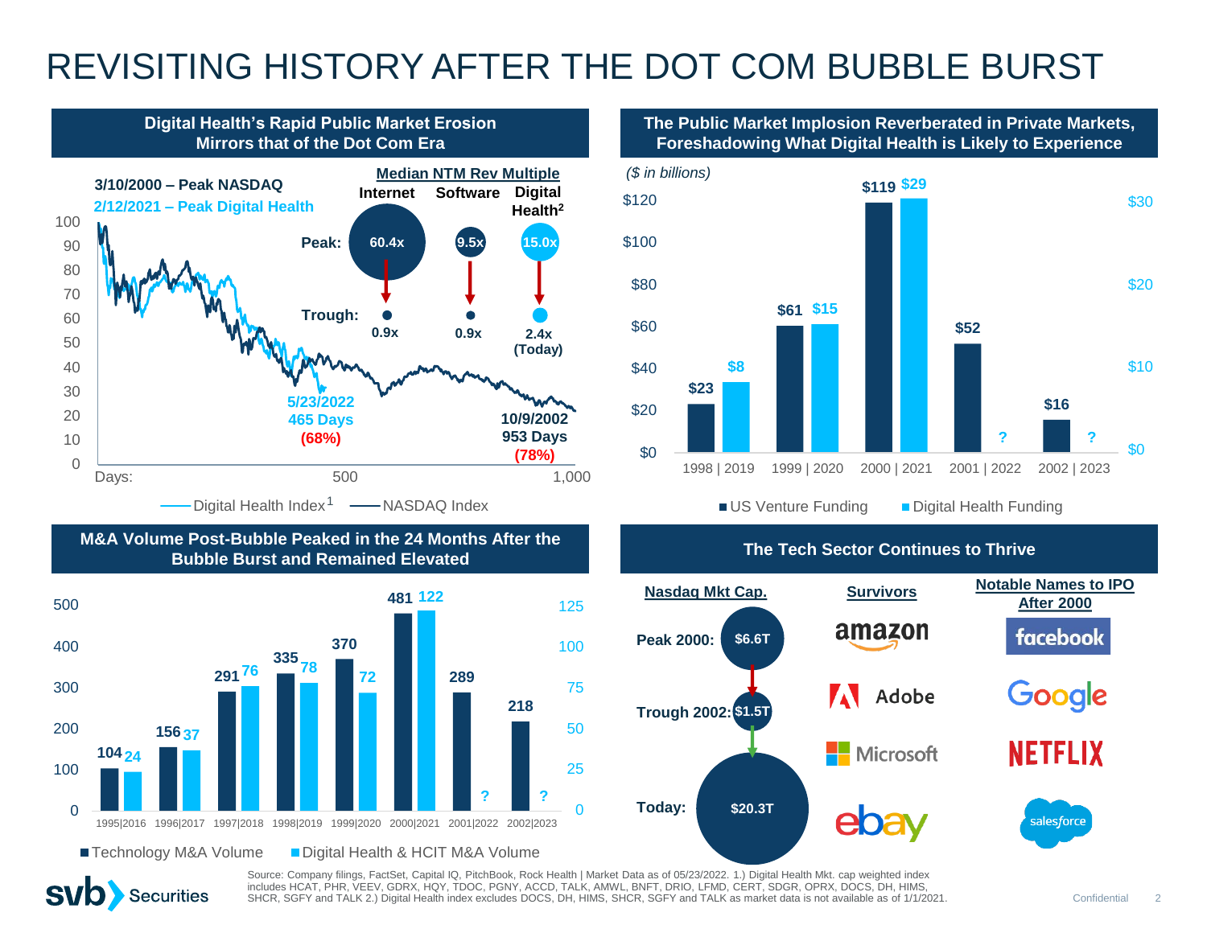# REVISITING HISTORY AFTER THE DOT COM BUBBLE BURST

## Digital Health's Rapid Public Market Erosion Mirrors that of the Dot Com Era

**3/10/2000 – Peak NASDAQ**
**2/12/2021 – Peak Digital Health**

**Median NTM Rev Multiple**

| | Internet | Software | Digital Health[2] |
|---|---|---|---|
| Peak: | 60.4x | 9.5x | 15.0x |
| Trough: | 0.9x | 0.9x | 2.4x (Today) |

5/23/2022: 465 Days (68%)

10/9/2002: 953 Days (78%)

Days: 500; 1,000

— Digital Health Index[1] — NASDAQ Index

## The Public Market Implosion Reverberated in Private Markets, Foreshadowing What Digital Health is Likely to Experience

*($ in billions)*

| Year | US Venture Funding | Digital Health Funding |
|---|---|---|
| 1998 \| 2019 | $23 | $8 |
| 1999 \| 2020 | $61 | $15 |
| 2000 \| 2021 | $119 | $29 |
| 2001 \| 2022 | $52 | ? |
| 2002 \| 2023 | $16 | ? |

## M&A Volume Post-Bubble Peaked in the 24 Months After the Bubble Burst and Remained Elevated

| Year | Technology M&A Volume | Digital Health & HCIT M&A Volume |
|---|---|---|
| 1995\|2016 | 104 | 24 |
| 1996\|2017 | 156 | 37 |
| 1997\|2018 | 291 | 76 |
| 1998\|2019 | 335 | 78 |
| 1999\|2020 | 370 | 72 |
| 2000\|2021 | 481 | 122 |
| 2001\|2022 | 289 | ? |
| 2002\|2023 | 218 | ? |

## The Tech Sector Continues to Thrive

**Nasdaq Mkt Cap.**

- Peak 2000: $6.6T
- Trough 2002: $1.5T
- Today: $20.3T

**Survivors**

amazon, Adobe, Microsoft, ebay

**Notable Names to IPO After 2000**

facebook, Google, NETFLIX, salesforce

Source: Company filings, FactSet, Capital IQ, PitchBook, Rock Health | Market Data as of 05/23/2022. 1.) Digital Health Mkt. cap weighted index includes HCAT, PHR, VEEV, GDRX, HQY, TDOC, PGNY, ACCD, TALK, AMWL, BNFT, DRIO, LFMD, CERT, SDGR, OPRX, DOCS, DH, HIMS, SHCR, SGFY and TALK 2.) Digital Health index excludes DOCS, DH, HIMS, SHCR, SGFY and TALK as market data is not available as of 1/1/2021.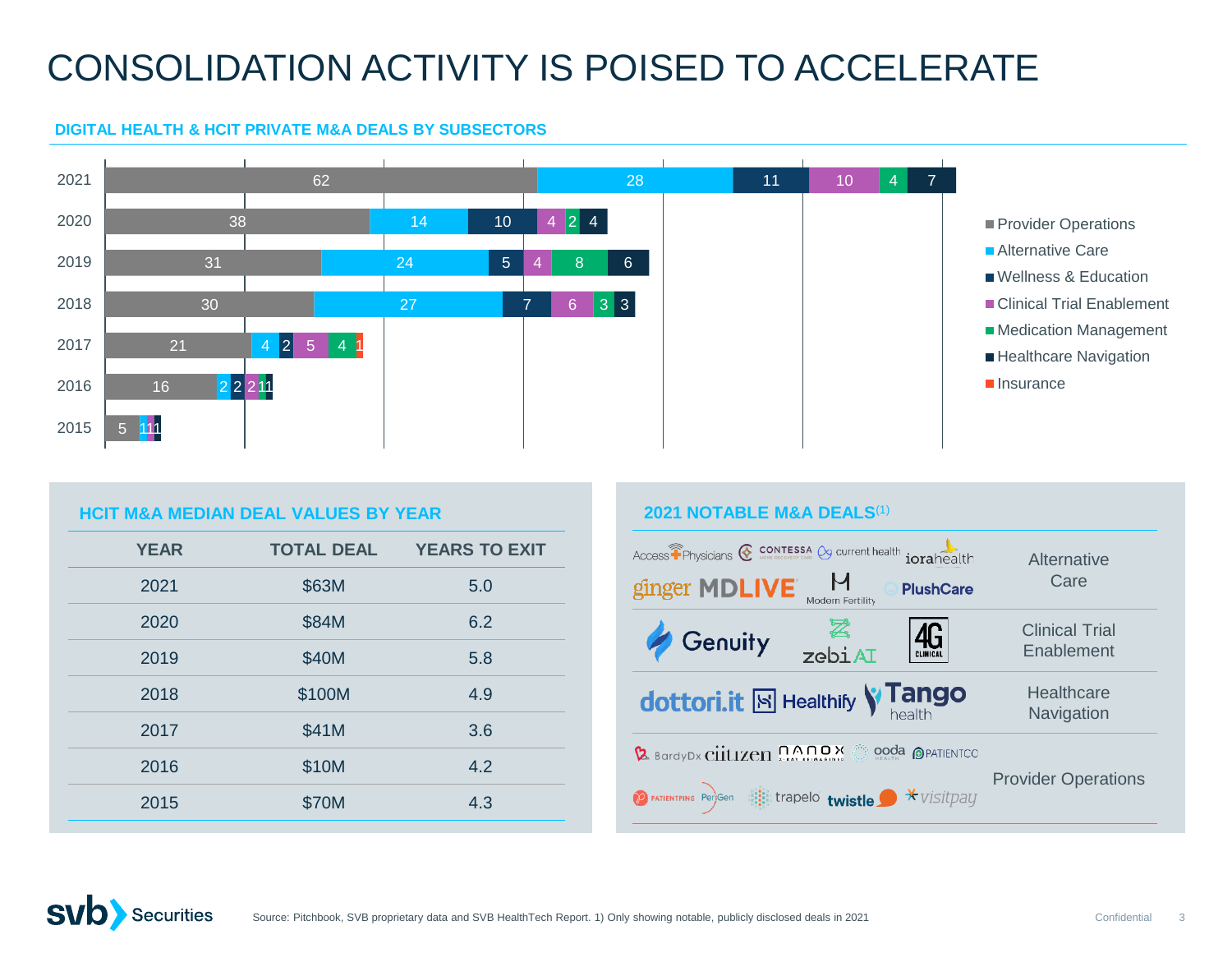# CONSOLIDATION ACTIVITY IS POISED TO ACCELERATE

## DIGITAL HEALTH & HCIT PRIVATE M&A DEALS BY SUBSECTORS

| Year | Provider Operations | Alternative Care | Wellness & Education | Clinical Trial Enablement | Medication Management | Healthcare Navigation | Insurance |
|---|---|---|---|---|---|---|---|
| 2021 | 62 | 28 | 11 | 10 | 4 | 7 | |
| 2020 | 38 | 14 | 10 | 4 | 2 | 4 | |
| 2019 | 31 | 24 | 5 | 4 | 8 | 6 | |
| 2018 | 30 | 27 | 7 | 6 | 3 | 3 | |
| 2017 | 21 | 4 | 2 | 5 | 4 | | 1 |
| 2016 | 16 | 2 | 2 | 2 | 1 | 1 | |
| 2015 | 5 | 1 | | 1 | | 1 | |

## HCIT M&A MEDIAN DEAL VALUES BY YEAR

| YEAR | TOTAL DEAL | YEARS TO EXIT |
|---|---|---|
| 2021 | $63M | 5.0 |
| 2020 | $84M | 6.2 |
| 2019 | $40M | 5.8 |
| 2018 | $100M | 4.9 |
| 2017 | $41M | 3.6 |
| 2016 | $10M | 4.2 |
| 2015 | $70M | 4.3 |

## 2021 NOTABLE M&A DEALS[1]

| Deals | Subsector |
|---|---|
| Access Physicians, Contessa, current health, iorahealth, ginger, MDLIVE, Modern Fertility, PlushCare | Alternative Care |
| Genuity, zebiAI, 4G Clinical | Clinical Trial Enablement |
| dottori.it, Healthify, Tango health | Healthcare Navigation |
| BardyDx, citizen, nanox, ooda health, PatientCo, PatientPing, PeriGen, trapelo, twistle, visitpay | Provider Operations |

Source: Pitchbook, SVB proprietary data and SVB HealthTech Report. 1) Only showing notable, publicly disclosed deals in 2021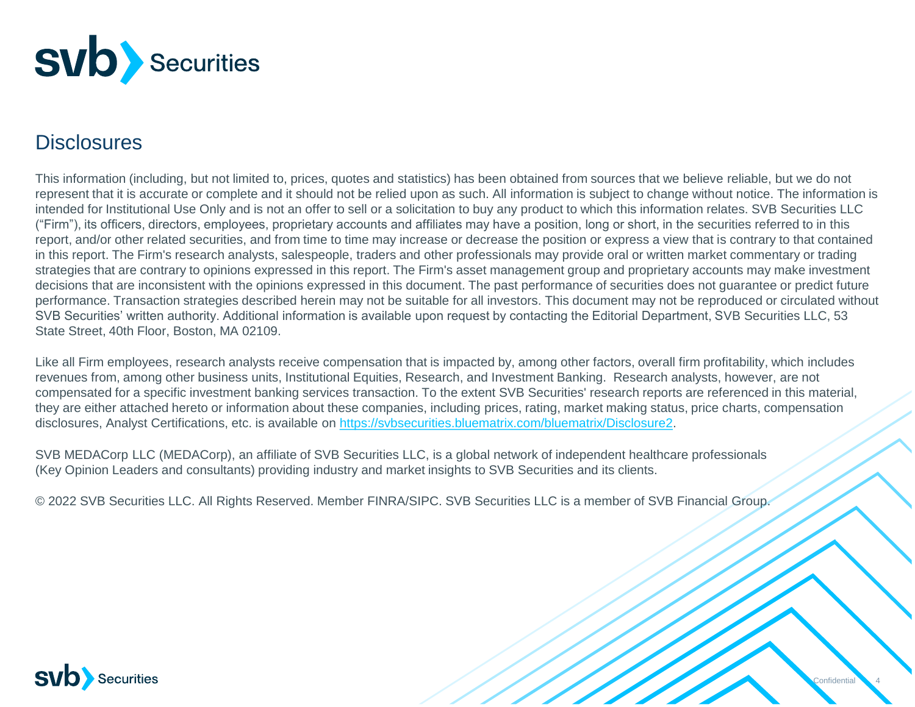## Disclosures

This information (including, but not limited to, prices, quotes and statistics) has been obtained from sources that we believe reliable, but we do not represent that it is accurate or complete and it should not be relied upon as such. All information is subject to change without notice. The information is intended for Institutional Use Only and is not an offer to sell or a solicitation to buy any product to which this information relates. SVB Securities LLC ("Firm"), its officers, directors, employees, proprietary accounts and affiliates may have a position, long or short, in the securities referred to in this report, and/or other related securities, and from time to time may increase or decrease the position or express a view that is contrary to that contained in this report. The Firm's research analysts, salespeople, traders and other professionals may provide oral or written market commentary or trading strategies that are contrary to opinions expressed in this report. The Firm's asset management group and proprietary accounts may make investment decisions that are inconsistent with the opinions expressed in this document. The past performance of securities does not guarantee or predict future performance. Transaction strategies described herein may not be suitable for all investors. This document may not be reproduced or circulated without SVB Securities' written authority. Additional information is available upon request by contacting the Editorial Department, SVB Securities LLC, 53 State Street, 40th Floor, Boston, MA 02109.

Like all Firm employees, research analysts receive compensation that is impacted by, among other factors, overall firm profitability, which includes revenues from, among other business units, Institutional Equities, Research, and Investment Banking. Research analysts, however, are not compensated for a specific investment banking services transaction. To the extent SVB Securities' research reports are referenced in this material, they are either attached hereto or information about these companies, including prices, rating, market making status, price charts, compensation disclosures, Analyst Certifications, etc. is available on https://svbsecurities.bluematrix.com/bluematrix/Disclosure2.

SVB MEDACorp LLC (MEDACorp), an affiliate of SVB Securities LLC, is a global network of independent healthcare professionals (Key Opinion Leaders and consultants) providing industry and market insights to SVB Securities and its clients.

© 2022 SVB Securities LLC. All Rights Reserved. Member FINRA/SIPC. SVB Securities LLC is a member of SVB Financial Group.